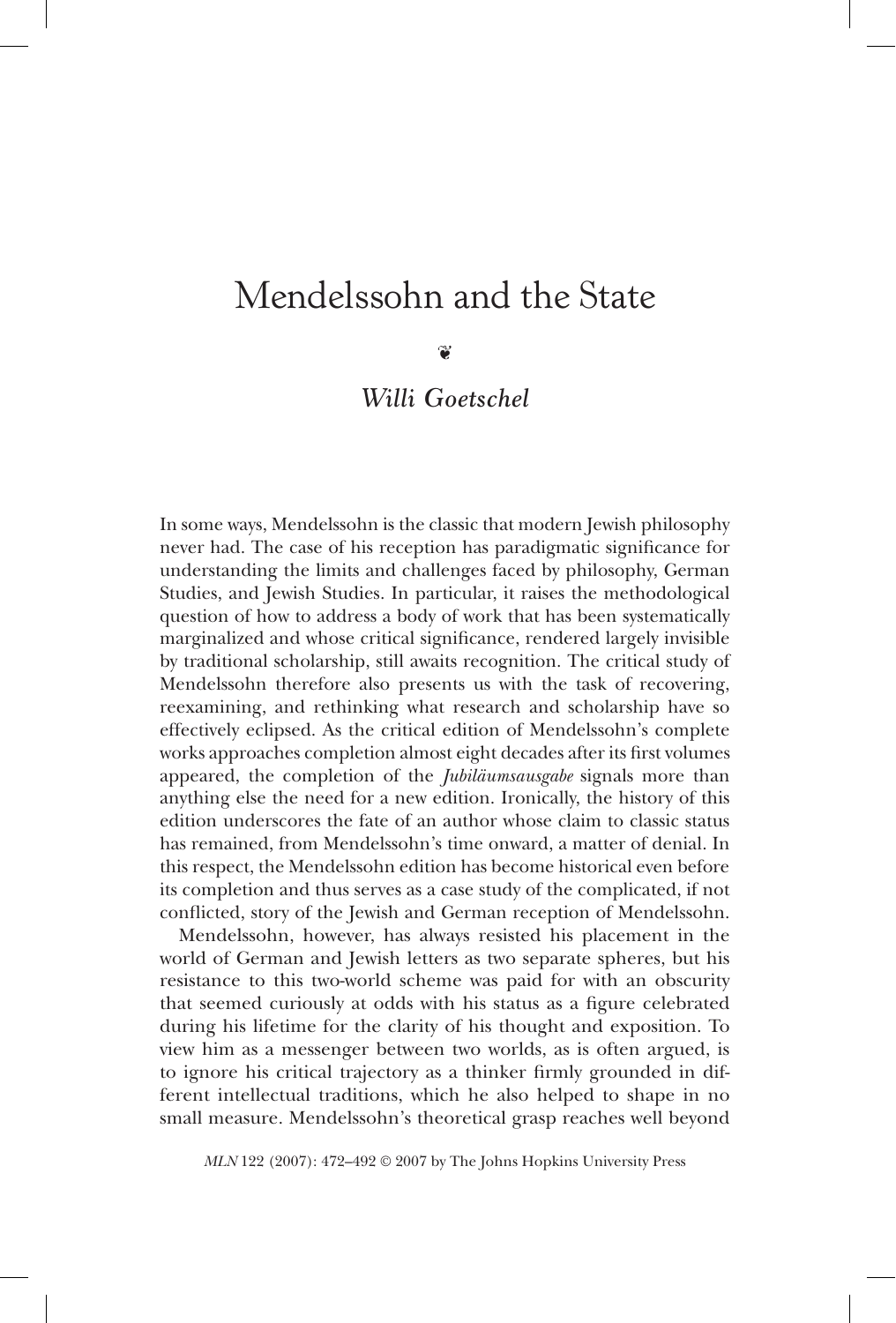# Mendelssohn and the State

❦

*Willi Goetschel*

In some ways, Mendelssohn is the classic that modern Jewish philosophy never had. The case of his reception has paradigmatic significance for understanding the limits and challenges faced by philosophy, German Studies, and Jewish Studies. In particular, it raises the methodological question of how to address a body of work that has been systematically marginalized and whose critical significance, rendered largely invisible by traditional scholarship, still awaits recognition. The critical study of Mendelssohn therefore also presents us with the task of recovering, reexamining, and rethinking what research and scholarship have so effectively eclipsed. As the critical edition of Mendelssohn's complete works approaches completion almost eight decades after its first volumes appeared, the completion of the *Jubiläumsausgabe* signals more than anything else the need for a new edition. Ironically, the history of this edition underscores the fate of an author whose claim to classic status has remained, from Mendelssohn's time onward, a matter of denial. In this respect, the Mendelssohn edition has become historical even before its completion and thus serves as a case study of the complicated, if not conflicted, story of the Jewish and German reception of Mendelssohn.

Mendelssohn, however, has always resisted his placement in the world of German and Jewish letters as two separate spheres, but his resistance to this two-world scheme was paid for with an obscurity that seemed curiously at odds with his status as a figure celebrated during his lifetime for the clarity of his thought and exposition. To view him as a messenger between two worlds, as is often argued, is to ignore his critical trajectory as a thinker firmly grounded in different intellectual traditions, which he also helped to shape in no small measure. Mendelssohn's theoretical grasp reaches well beyond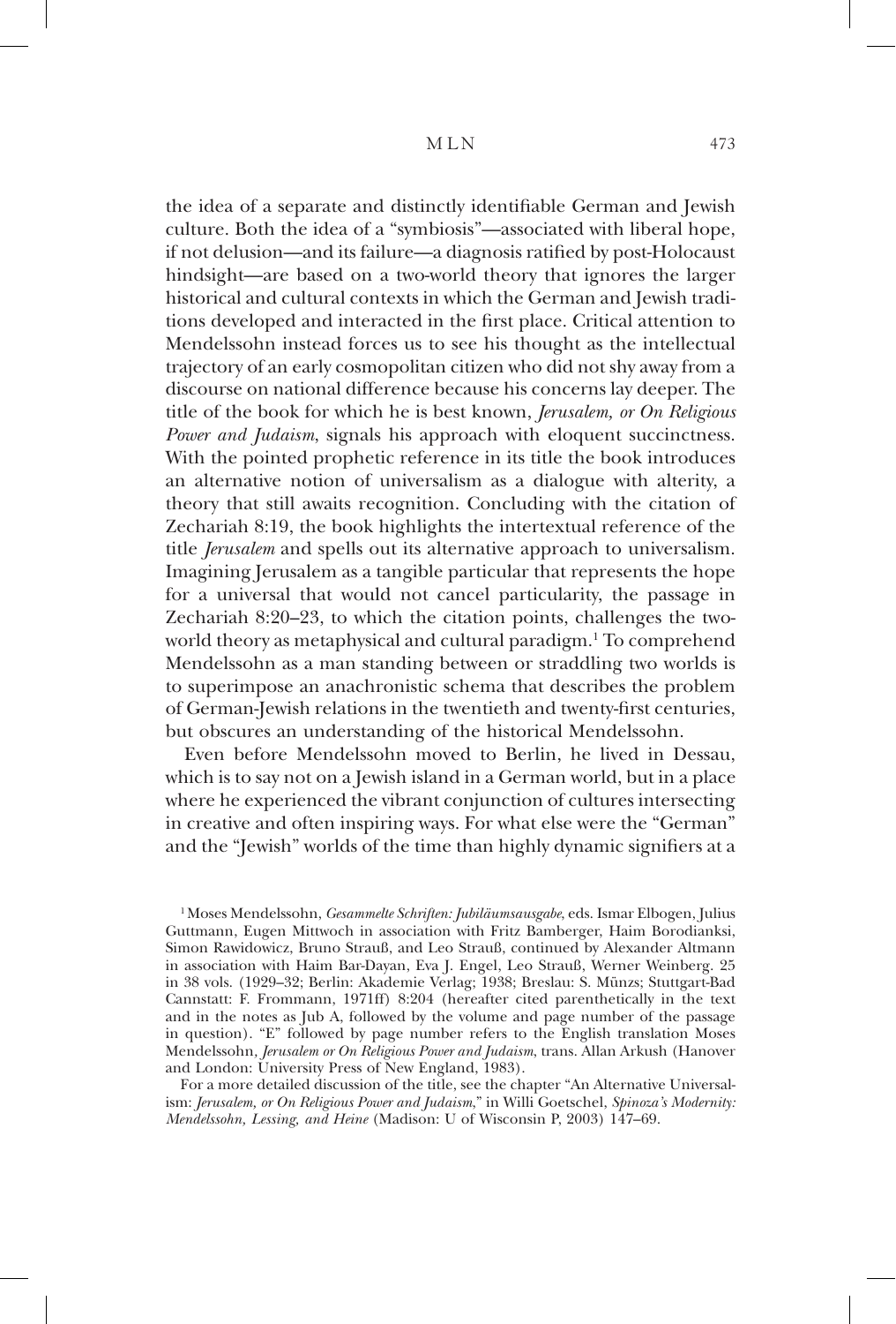the idea of a separate and distinctly identifiable German and Jewish culture. Both the idea of a "symbiosis"—associated with liberal hope, if not delusion—and its failure—a diagnosis ratified by post-Holocaust hindsight—are based on a two-world theory that ignores the larger historical and cultural contexts in which the German and Jewish traditions developed and interacted in the first place. Critical attention to Mendelssohn instead forces us to see his thought as the intellectual trajectory of an early cosmopolitan citizen who did not shy away from a discourse on national difference because his concerns lay deeper. The title of the book for which he is best known, *Jerusalem, or On Religious Power and Judaism*, signals his approach with eloquent succinctness. With the pointed prophetic reference in its title the book introduces an alternative notion of universalism as a dialogue with alterity, a theory that still awaits recognition. Concluding with the citation of Zechariah 8:19, the book highlights the intertextual reference of the title *Jerusalem* and spells out its alternative approach to universalism. Imagining Jerusalem as a tangible particular that represents the hope for a universal that would not cancel particularity, the passage in Zechariah 8:20–23, to which the citation points, challenges the two-world theory as metaphysical and cultural paradigm.[1] To comprehend Mendelssohn as a man standing between or straddling two worlds is to superimpose an anachronistic schema that describes the problem of German-Jewish relations in the twentieth and twenty-first centuries, but obscures an understanding of the historical Mendelssohn.

Even before Mendelssohn moved to Berlin, he lived in Dessau, which is to say not on a Jewish island in a German world, but in a place where he experienced the vibrant conjunction of cultures intersecting in creative and often inspiring ways. For what else were the "German" and the "Jewish" worlds of the time than highly dynamic signifiers at a

[1] Moses Mendelssohn, *Gesammelte Schriften: Jubiläumsausgabe*, eds. Ismar Elbogen, Julius Guttmann, Eugen Mittwoch in association with Fritz Bamberger, Haim Borodianksi, Simon Rawidowicz, Bruno Strauß, and Leo Strauß, continued by Alexander Altmann in association with Haim Bar-Dayan, Eva J. Engel, Leo Strauß, Werner Weinberg. 25 in 38 vols. (1929–32; Berlin: Akademie Verlag; 1938; Breslau: S. Münzs; Stuttgart-Bad Cannstatt: F. Frommann, 1971ff) 8:204 (hereafter cited parenthetically in the text and in the notes as Jub A, followed by the volume and page number of the passage in question). "E" followed by page number refers to the English translation Moses Mendelssohn, *Jerusalem or On Religious Power and Judaism*, trans. Allan Arkush (Hanover and London: University Press of New England, 1983).

For a more detailed discussion of the title, see the chapter "An Alternative Universalism: *Jerusalem, or On Religious Power and Judaism*," in Willi Goetschel, *Spinoza's Modernity: Mendelssohn, Lessing, and Heine* (Madison: U of Wisconsin P, 2003) 147–69.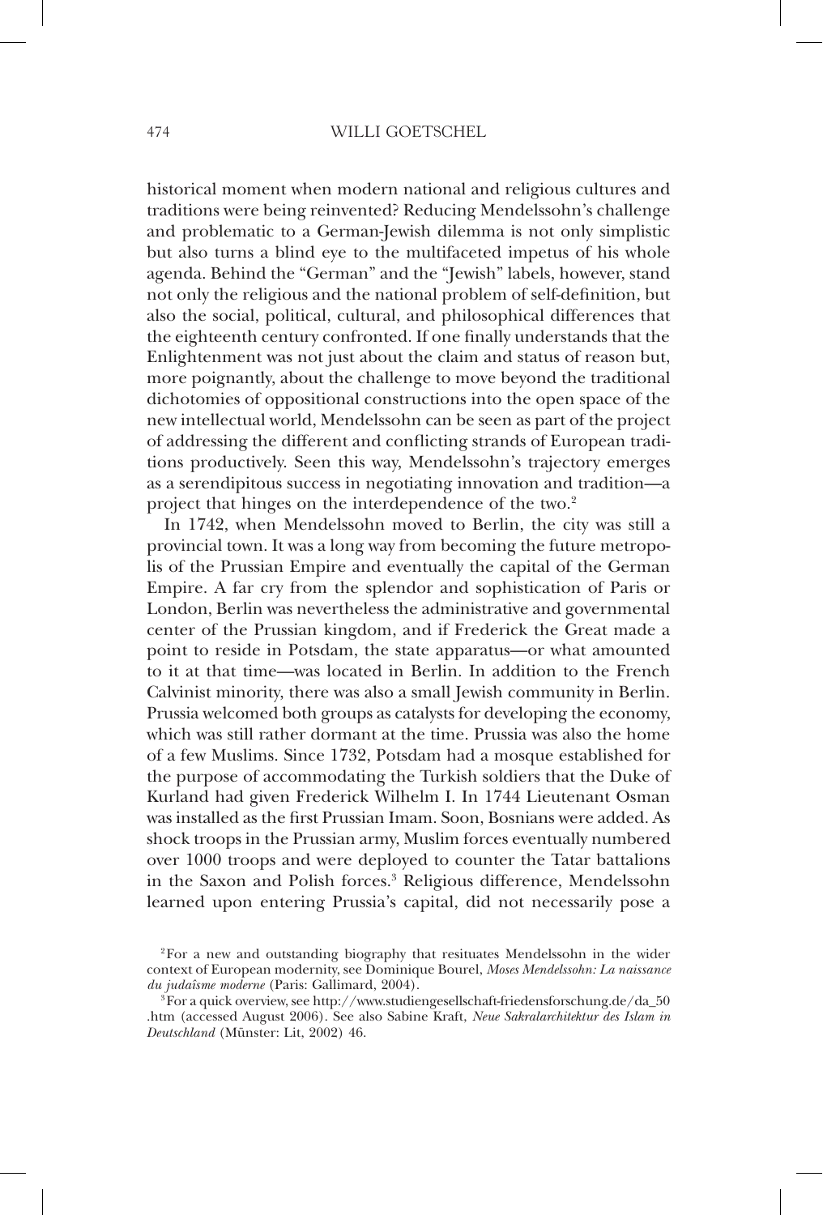historical moment when modern national and religious cultures and traditions were being reinvented? Reducing Mendelssohn's challenge and problematic to a German-Jewish dilemma is not only simplistic but also turns a blind eye to the multifaceted impetus of his whole agenda. Behind the "German" and the "Jewish" labels, however, stand not only the religious and the national problem of self-definition, but also the social, political, cultural, and philosophical differences that the eighteenth century confronted. If one finally understands that the Enlightenment was not just about the claim and status of reason but, more poignantly, about the challenge to move beyond the traditional dichotomies of oppositional constructions into the open space of the new intellectual world, Mendelssohn can be seen as part of the project of addressing the different and conflicting strands of European traditions productively. Seen this way, Mendelssohn's trajectory emerges as a serendipitous success in negotiating innovation and tradition—a project that hinges on the interdependence of the two.[2]

In 1742, when Mendelssohn moved to Berlin, the city was still a provincial town. It was a long way from becoming the future metropolis of the Prussian Empire and eventually the capital of the German Empire. A far cry from the splendor and sophistication of Paris or London, Berlin was nevertheless the administrative and governmental center of the Prussian kingdom, and if Frederick the Great made a point to reside in Potsdam, the state apparatus—or what amounted to it at that time—was located in Berlin. In addition to the French Calvinist minority, there was also a small Jewish community in Berlin. Prussia welcomed both groups as catalysts for developing the economy, which was still rather dormant at the time. Prussia was also the home of a few Muslims. Since 1732, Potsdam had a mosque established for the purpose of accommodating the Turkish soldiers that the Duke of Kurland had given Frederick Wilhelm I. In 1744 Lieutenant Osman was installed as the first Prussian Imam. Soon, Bosnians were added. As shock troops in the Prussian army, Muslim forces eventually numbered over 1000 troops and were deployed to counter the Tatar battalions in the Saxon and Polish forces.[3] Religious difference, Mendelssohn learned upon entering Prussia's capital, did not necessarily pose a

[2] For a new and outstanding biography that resituates Mendelssohn in the wider context of European modernity, see Dominique Bourel, *Moses Mendelssohn: La naissance du judaïsme moderne* (Paris: Gallimard, 2004).

[3] For a quick overview, see http://www.studiengesellschaft-friedensforschung.de/da_50.htm (accessed August 2006). See also Sabine Kraft, *Neue Sakralarchitektur des Islam in Deutschland* (Münster: Lit, 2002) 46.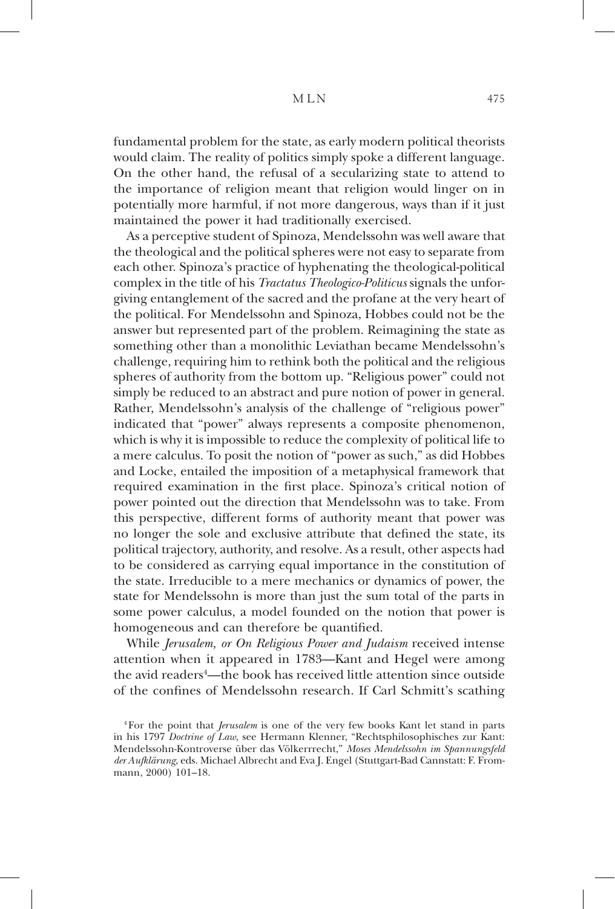fundamental problem for the state, as early modern political theorists would claim. The reality of politics simply spoke a different language. On the other hand, the refusal of a secularizing state to attend to the importance of religion meant that religion would linger on in potentially more harmful, if not more dangerous, ways than if it just maintained the power it had traditionally exercised.

As a perceptive student of Spinoza, Mendelssohn was well aware that the theological and the political spheres were not easy to separate from each other. Spinoza's practice of hyphenating the theological-political complex in the title of his *Tractatus Theologico-Politicus* signals the unforgiving entanglement of the sacred and the profane at the very heart of the political. For Mendelssohn and Spinoza, Hobbes could not be the answer but represented part of the problem. Reimagining the state as something other than a monolithic Leviathan became Mendelssohn's challenge, requiring him to rethink both the political and the religious spheres of authority from the bottom up. "Religious power" could not simply be reduced to an abstract and pure notion of power in general. Rather, Mendelssohn's analysis of the challenge of "religious power" indicated that "power" always represents a composite phenomenon, which is why it is impossible to reduce the complexity of political life to a mere calculus. To posit the notion of "power as such," as did Hobbes and Locke, entailed the imposition of a metaphysical framework that required examination in the first place. Spinoza's critical notion of power pointed out the direction that Mendelssohn was to take. From this perspective, different forms of authority meant that power was no longer the sole and exclusive attribute that defined the state, its political trajectory, authority, and resolve. As a result, other aspects had to be considered as carrying equal importance in the constitution of the state. Irreducible to a mere mechanics or dynamics of power, the state for Mendelssohn is more than just the sum total of the parts in some power calculus, a model founded on the notion that power is homogeneous and can therefore be quantified.

While *Jerusalem, or On Religious Power and Judaism* received intense attention when it appeared in 1783—Kant and Hegel were among the avid readers[4]—the book has received little attention since outside of the confines of Mendelssohn research. If Carl Schmitt's scathing

[4] For the point that *Jerusalem* is one of the very few books Kant let stand in parts in his 1797 *Doctrine of Law*, see Hermann Klenner, "Rechtsphilosophisches zur Kant: Mendelssohn-Kontroverse über das Völkerrecht," *Moses Mendelssohn im Spannungsfeld der Aufklärung*, eds. Michael Albrecht and Eva J. Engel (Stuttgart-Bad Cannstatt: F. Frommann, 2000) 101–18.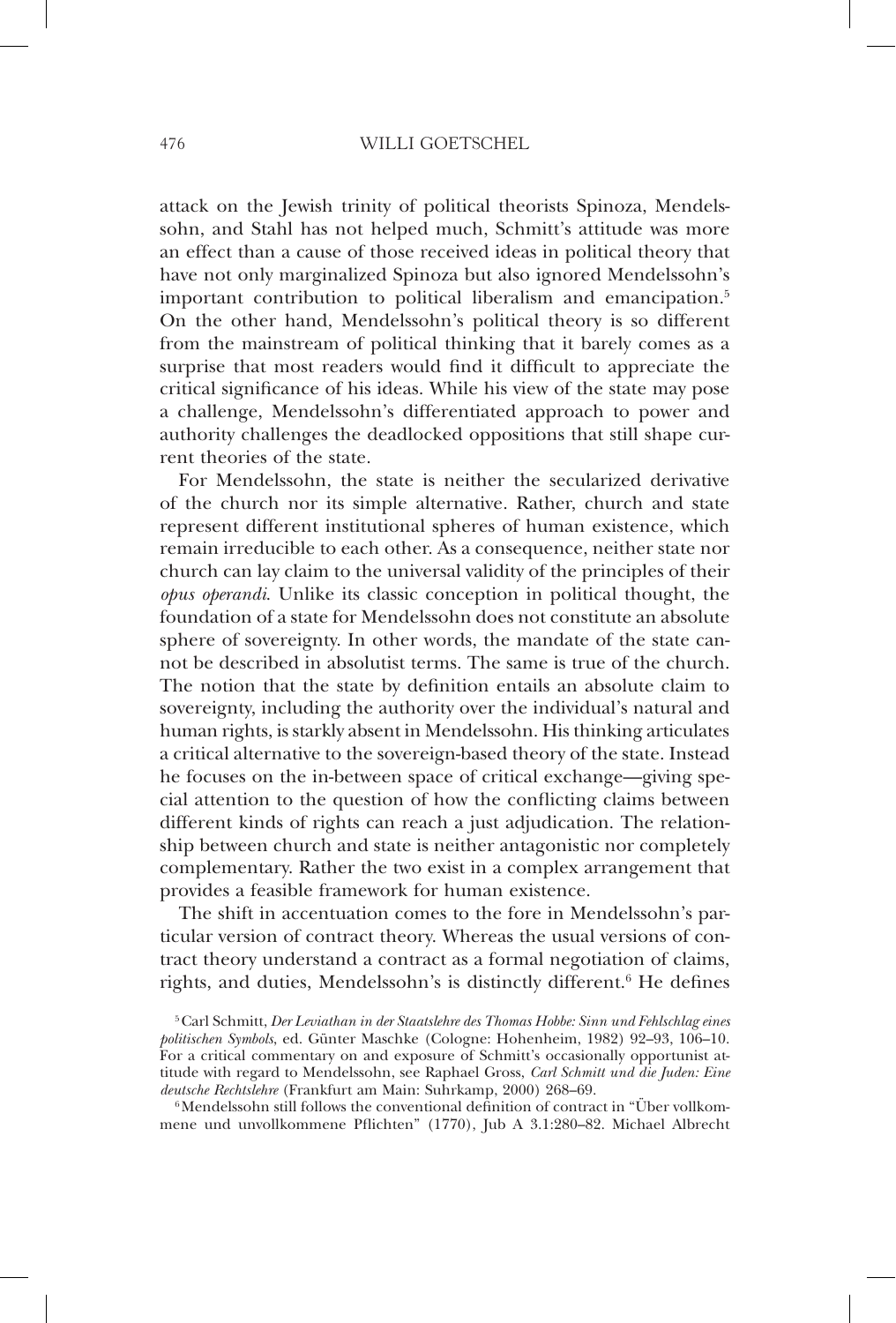attack on the Jewish trinity of political theorists Spinoza, Mendelssohn, and Stahl has not helped much, Schmitt's attitude was more an effect than a cause of those received ideas in political theory that have not only marginalized Spinoza but also ignored Mendelssohn's important contribution to political liberalism and emancipation.[5] On the other hand, Mendelssohn's political theory is so different from the mainstream of political thinking that it barely comes as a surprise that most readers would find it difficult to appreciate the critical significance of his ideas. While his view of the state may pose a challenge, Mendelssohn's differentiated approach to power and authority challenges the deadlocked oppositions that still shape current theories of the state.

For Mendelssohn, the state is neither the secularized derivative of the church nor its simple alternative. Rather, church and state represent different institutional spheres of human existence, which remain irreducible to each other. As a consequence, neither state nor church can lay claim to the universal validity of the principles of their *opus operandi*. Unlike its classic conception in political thought, the foundation of a state for Mendelssohn does not constitute an absolute sphere of sovereignty. In other words, the mandate of the state cannot be described in absolutist terms. The same is true of the church. The notion that the state by definition entails an absolute claim to sovereignty, including the authority over the individual's natural and human rights, is starkly absent in Mendelssohn. His thinking articulates a critical alternative to the sovereign-based theory of the state. Instead he focuses on the in-between space of critical exchange—giving special attention to the question of how the conflicting claims between different kinds of rights can reach a just adjudication. The relationship between church and state is neither antagonistic nor completely complementary. Rather the two exist in a complex arrangement that provides a feasible framework for human existence.

The shift in accentuation comes to the fore in Mendelssohn's particular version of contract theory. Whereas the usual versions of contract theory understand a contract as a formal negotiation of claims, rights, and duties, Mendelssohn's is distinctly different.[6] He defines

[5] Carl Schmitt, *Der Leviathan in der Staatslehre des Thomas Hobbe: Sinn und Fehlschlag eines politischen Symbols*, ed. Günter Maschke (Cologne: Hohenheim, 1982) 92–93, 106–10. For a critical commentary on and exposure of Schmitt's occasionally opportunist attitude with regard to Mendelssohn, see Raphael Gross, *Carl Schmitt und die Juden: Eine deutsche Rechtslehre* (Frankfurt am Main: Suhrkamp, 2000) 268–69.

[6] Mendelssohn still follows the conventional definition of contract in "Über vollkommene und unvollkommene Pflichten" (1770), Jub A 3.1:280–82. Michael Albrecht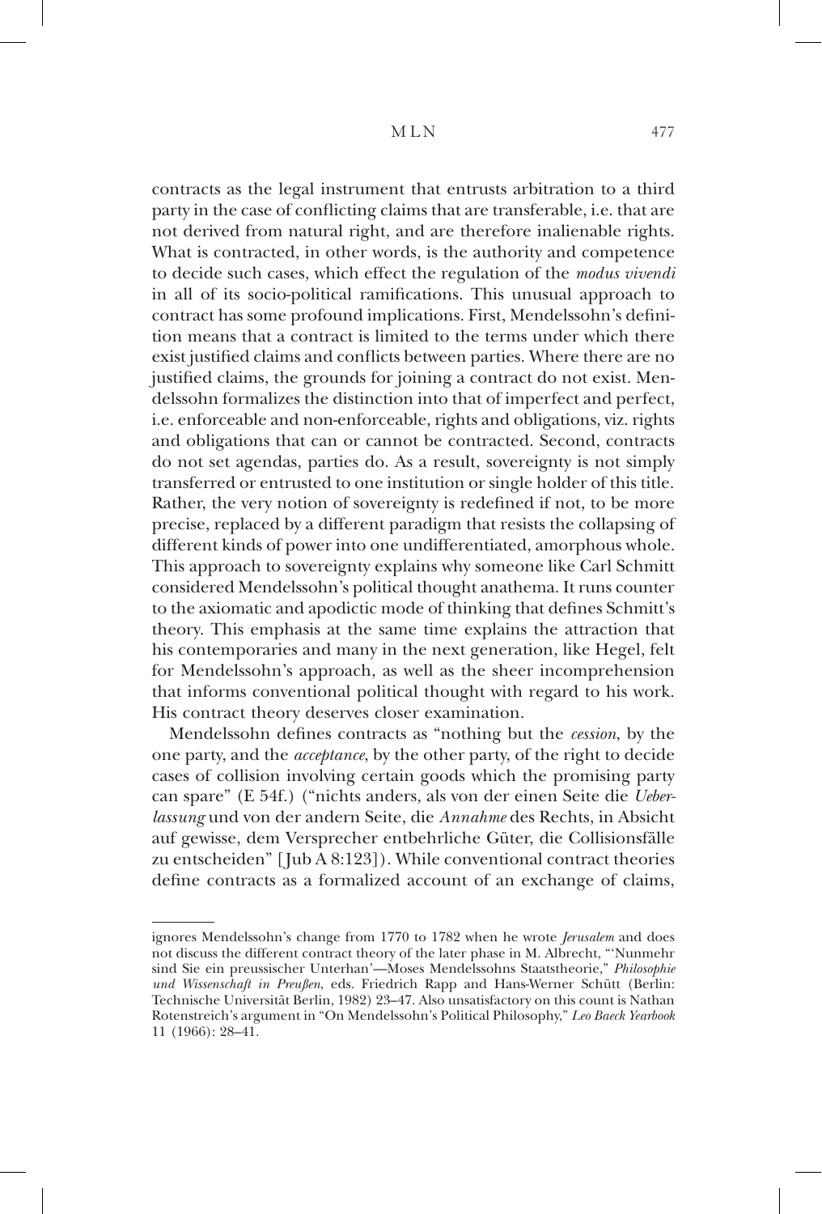contracts as the legal instrument that entrusts arbitration to a third party in the case of conflicting claims that are transferable, i.e. that are not derived from natural right, and are therefore inalienable rights. What is contracted, in other words, is the authority and competence to decide such cases, which effect the regulation of the *modus vivendi* in all of its socio-political ramifications. This unusual approach to contract has some profound implications. First, Mendelssohn's definition means that a contract is limited to the terms under which there exist justified claims and conflicts between parties. Where there are no justified claims, the grounds for joining a contract do not exist. Mendelssohn formalizes the distinction into that of imperfect and perfect, i.e. enforceable and non-enforceable, rights and obligations, viz. rights and obligations that can or cannot be contracted. Second, contracts do not set agendas, parties do. As a result, sovereignty is not simply transferred or entrusted to one institution or single holder of this title. Rather, the very notion of sovereignty is redefined if not, to be more precise, replaced by a different paradigm that resists the collapsing of different kinds of power into one undifferentiated, amorphous whole. This approach to sovereignty explains why someone like Carl Schmitt considered Mendelssohn's political thought anathema. It runs counter to the axiomatic and apodictic mode of thinking that defines Schmitt's theory. This emphasis at the same time explains the attraction that his contemporaries and many in the next generation, like Hegel, felt for Mendelssohn's approach, as well as the sheer incomprehension that informs conventional political thought with regard to his work. His contract theory deserves closer examination.

Mendelssohn defines contracts as "nothing but the *cession*, by the one party, and the *acceptance*, by the other party, of the right to decide cases of collision involving certain goods which the promising party can spare" (E 54f.) ("nichts anders, als von der einen Seite die *Ueberlassung* und von der andern Seite, die *Annahme* des Rechts, in Absicht auf gewisse, dem Versprecher entbehrliche Güter, die Collisionsfälle zu entscheiden" [Jub A 8:123]). While conventional contract theories define contracts as a formalized account of an exchange of claims,

---

ignores Mendelssohn's change from 1770 to 1782 when he wrote *Jerusalem* and does not discuss the different contract theory of the later phase in M. Albrecht, "'Nunmehr sind Sie ein preussischer Unterhan'—Moses Mendelssohns Staatstheorie," *Philosophie und Wissenschaft in Preußen*, eds. Friedrich Rapp and Hans-Werner Schütt (Berlin: Technische Universität Berlin, 1982) 23–47. Also unsatisfactory on this count is Nathan Rotenstreich's argument in "On Mendelssohn's Political Philosophy," *Leo Baeck Yearbook* 11 (1966): 28–41.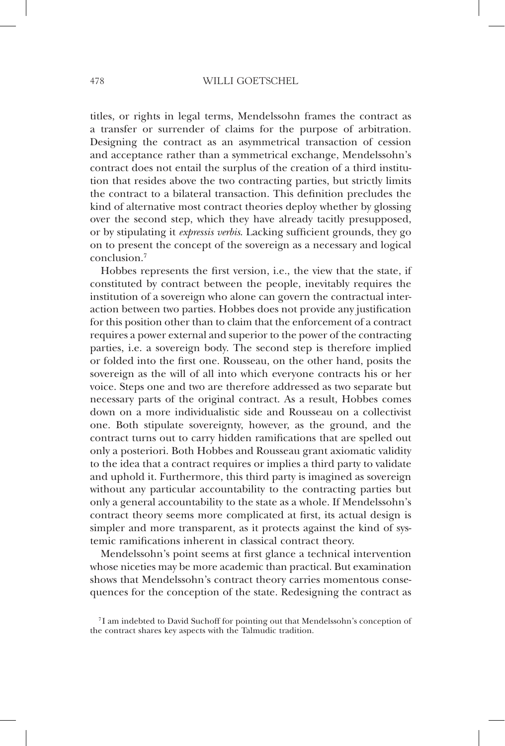titles, or rights in legal terms, Mendelssohn frames the contract as a transfer or surrender of claims for the purpose of arbitration. Designing the contract as an asymmetrical transaction of cession and acceptance rather than a symmetrical exchange, Mendelssohn's contract does not entail the surplus of the creation of a third institution that resides above the two contracting parties, but strictly limits the contract to a bilateral transaction. This definition precludes the kind of alternative most contract theories deploy whether by glossing over the second step, which they have already tacitly presupposed, or by stipulating it *expressis verbis*. Lacking sufficient grounds, they go on to present the concept of the sovereign as a necessary and logical conclusion.[7]

Hobbes represents the first version, i.e., the view that the state, if constituted by contract between the people, inevitably requires the institution of a sovereign who alone can govern the contractual interaction between two parties. Hobbes does not provide any justification for this position other than to claim that the enforcement of a contract requires a power external and superior to the power of the contracting parties, i.e. a sovereign body. The second step is therefore implied or folded into the first one. Rousseau, on the other hand, posits the sovereign as the will of all into which everyone contracts his or her voice. Steps one and two are therefore addressed as two separate but necessary parts of the original contract. As a result, Hobbes comes down on a more individualistic side and Rousseau on a collectivist one. Both stipulate sovereignty, however, as the ground, and the contract turns out to carry hidden ramifications that are spelled out only a posteriori. Both Hobbes and Rousseau grant axiomatic validity to the idea that a contract requires or implies a third party to validate and uphold it. Furthermore, this third party is imagined as sovereign without any particular accountability to the contracting parties but only a general accountability to the state as a whole. If Mendelssohn's contract theory seems more complicated at first, its actual design is simpler and more transparent, as it protects against the kind of systemic ramifications inherent in classical contract theory.

Mendelssohn's point seems at first glance a technical intervention whose niceties may be more academic than practical. But examination shows that Mendelssohn's contract theory carries momentous consequences for the conception of the state. Redesigning the contract as

[7] I am indebted to David Suchoff for pointing out that Mendelssohn's conception of the contract shares key aspects with the Talmudic tradition.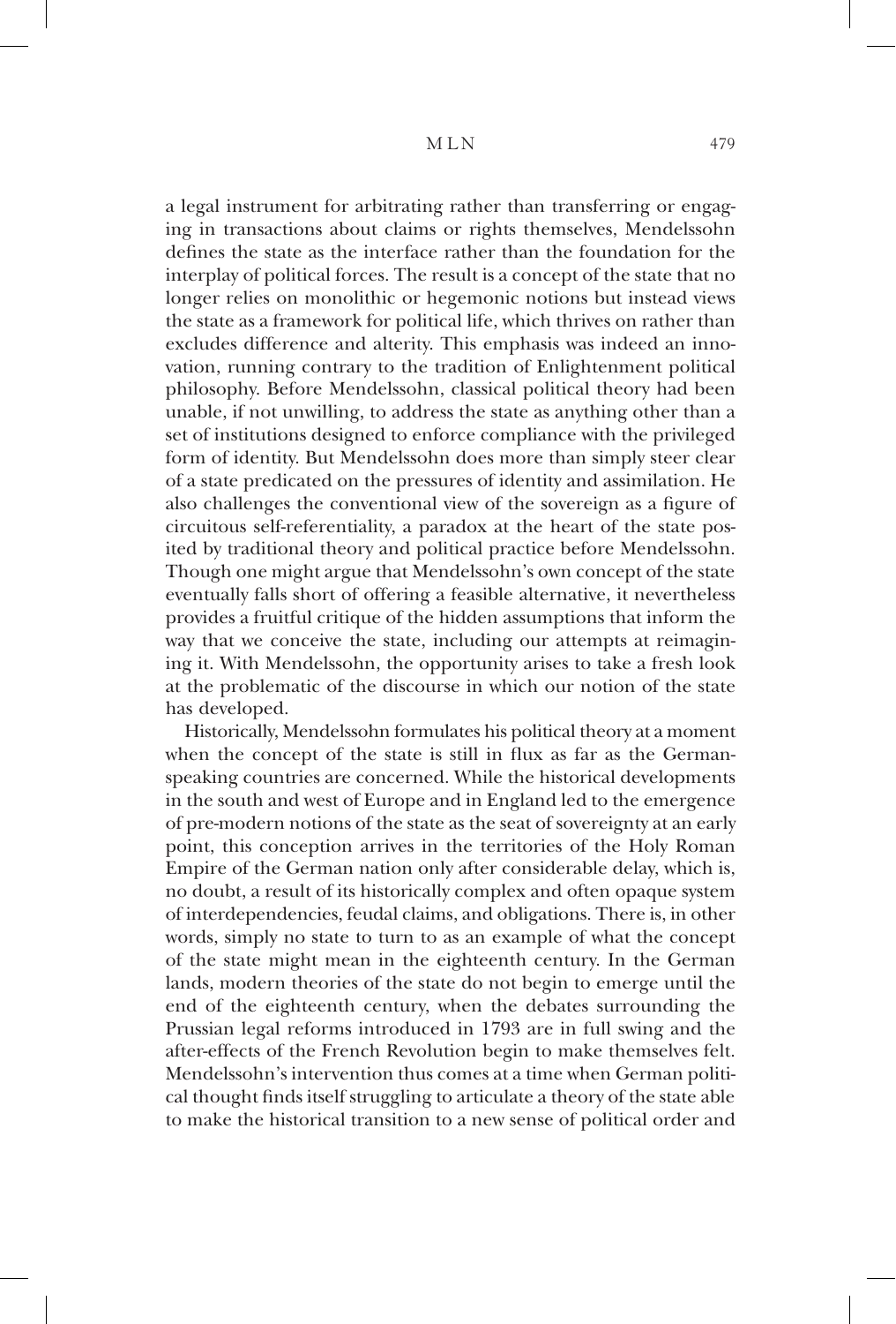a legal instrument for arbitrating rather than transferring or engaging in transactions about claims or rights themselves, Mendelssohn defines the state as the interface rather than the foundation for the interplay of political forces. The result is a concept of the state that no longer relies on monolithic or hegemonic notions but instead views the state as a framework for political life, which thrives on rather than excludes difference and alterity. This emphasis was indeed an innovation, running contrary to the tradition of Enlightenment political philosophy. Before Mendelssohn, classical political theory had been unable, if not unwilling, to address the state as anything other than a set of institutions designed to enforce compliance with the privileged form of identity. But Mendelssohn does more than simply steer clear of a state predicated on the pressures of identity and assimilation. He also challenges the conventional view of the sovereign as a figure of circuitous self-referentiality, a paradox at the heart of the state posited by traditional theory and political practice before Mendelssohn. Though one might argue that Mendelssohn's own concept of the state eventually falls short of offering a feasible alternative, it nevertheless provides a fruitful critique of the hidden assumptions that inform the way that we conceive the state, including our attempts at reimagining it. With Mendelssohn, the opportunity arises to take a fresh look at the problematic of the discourse in which our notion of the state has developed.

Historically, Mendelssohn formulates his political theory at a moment when the concept of the state is still in flux as far as the German-speaking countries are concerned. While the historical developments in the south and west of Europe and in England led to the emergence of pre-modern notions of the state as the seat of sovereignty at an early point, this conception arrives in the territories of the Holy Roman Empire of the German nation only after considerable delay, which is, no doubt, a result of its historically complex and often opaque system of interdependencies, feudal claims, and obligations. There is, in other words, simply no state to turn to as an example of what the concept of the state might mean in the eighteenth century. In the German lands, modern theories of the state do not begin to emerge until the end of the eighteenth century, when the debates surrounding the Prussian legal reforms introduced in 1793 are in full swing and the after-effects of the French Revolution begin to make themselves felt. Mendelssohn's intervention thus comes at a time when German political thought finds itself struggling to articulate a theory of the state able to make the historical transition to a new sense of political order and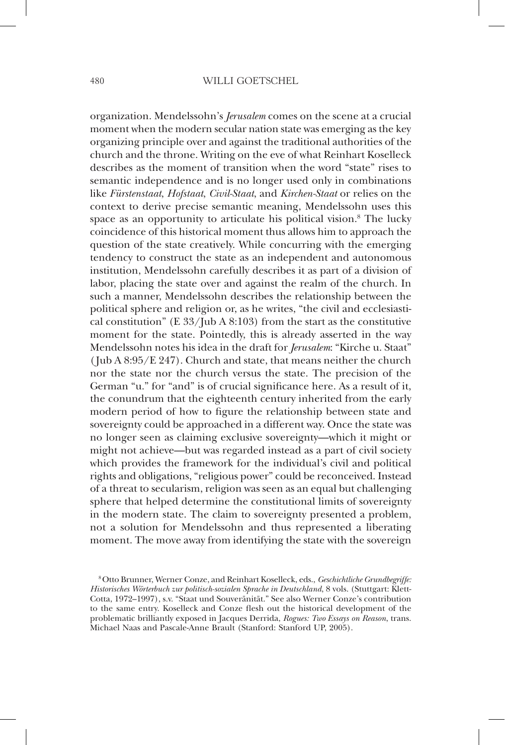organization. Mendelssohn's *Jerusalem* comes on the scene at a crucial moment when the modern secular nation state was emerging as the key organizing principle over and against the traditional authorities of the church and the throne. Writing on the eve of what Reinhart Koselleck describes as the moment of transition when the word "state" rises to semantic independence and is no longer used only in combinations like *Fürstenstaat*, *Hofstaat*, *Civil-Staat*, and *Kirchen-Staat* or relies on the context to derive precise semantic meaning, Mendelssohn uses this space as an opportunity to articulate his political vision.[8] The lucky coincidence of this historical moment thus allows him to approach the question of the state creatively. While concurring with the emerging tendency to construct the state as an independent and autonomous institution, Mendelssohn carefully describes it as part of a division of labor, placing the state over and against the realm of the church. In such a manner, Mendelssohn describes the relationship between the political sphere and religion or, as he writes, "the civil and ecclesiastical constitution" (E 33/Jub A 8:103) from the start as the constitutive moment for the state. Pointedly, this is already asserted in the way Mendelssohn notes his idea in the draft for *Jerusalem*: "Kirche u. Staat" (Jub A 8:95/E 247). Church and state, that means neither the church nor the state nor the church versus the state. The precision of the German "u." for "and" is of crucial significance here. As a result of it, the conundrum that the eighteenth century inherited from the early modern period of how to figure the relationship between state and sovereignty could be approached in a different way. Once the state was no longer seen as claiming exclusive sovereignty—which it might or might not achieve—but was regarded instead as a part of civil society which provides the framework for the individual's civil and political rights and obligations, "religious power" could be reconceived. Instead of a threat to secularism, religion was seen as an equal but challenging sphere that helped determine the constitutional limits of sovereignty in the modern state. The claim to sovereignty presented a problem, not a solution for Mendelssohn and thus represented a liberating moment. The move away from identifying the state with the sovereign

[8] Otto Brunner, Werner Conze, and Reinhart Koselleck, eds., *Geschichtliche Grundbegriffe: Historisches Wörterbuch zur politisch-sozialen Sprache in Deutschland*, 8 vols. (Stuttgart: Klett-Cotta, 1972–1997), s.v. "Staat und Souveränität." See also Werner Conze's contribution to the same entry. Koselleck and Conze flesh out the historical development of the problematic brilliantly exposed in Jacques Derrida, *Rogues: Two Essays on Reason*, trans. Michael Naas and Pascale-Anne Brault (Stanford: Stanford UP, 2005).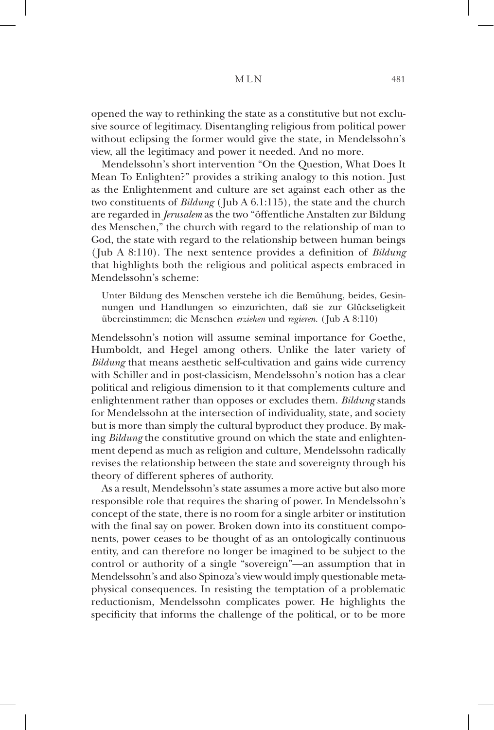opened the way to rethinking the state as a constitutive but not exclusive source of legitimacy. Disentangling religious from political power without eclipsing the former would give the state, in Mendelssohn's view, all the legitimacy and power it needed. And no more.

Mendelssohn's short intervention "On the Question, What Does It Mean To Enlighten?" provides a striking analogy to this notion. Just as the Enlightenment and culture are set against each other as the two constituents of *Bildung* (Jub A 6.1:115), the state and the church are regarded in *Jerusalem* as the two "öffentliche Anstalten zur Bildung des Menschen," the church with regard to the relationship of man to God, the state with regard to the relationship between human beings (Jub A 8:110). The next sentence provides a definition of *Bildung* that highlights both the religious and political aspects embraced in Mendelssohn's scheme:

> Unter Bildung des Menschen verstehe ich die Bemühung, beides, Gesinnungen und Handlungen so einzurichten, daß sie zur Glückseligkeit übereinstimmen; die Menschen *erziehen* und *regieren*. (Jub A 8:110)

Mendelssohn's notion will assume seminal importance for Goethe, Humboldt, and Hegel among others. Unlike the later variety of *Bildung* that means aesthetic self-cultivation and gains wide currency with Schiller and in post-classicism, Mendelssohn's notion has a clear political and religious dimension to it that complements culture and enlightenment rather than opposes or excludes them. *Bildung* stands for Mendelssohn at the intersection of individuality, state, and society but is more than simply the cultural byproduct they produce. By making *Bildung* the constitutive ground on which the state and enlightenment depend as much as religion and culture, Mendelssohn radically revises the relationship between the state and sovereignty through his theory of different spheres of authority.

As a result, Mendelssohn's state assumes a more active but also more responsible role that requires the sharing of power. In Mendelssohn's concept of the state, there is no room for a single arbiter or institution with the final say on power. Broken down into its constituent components, power ceases to be thought of as an ontologically continuous entity, and can therefore no longer be imagined to be subject to the control or authority of a single "sovereign"—an assumption that in Mendelssohn's and also Spinoza's view would imply questionable metaphysical consequences. In resisting the temptation of a problematic reductionism, Mendelssohn complicates power. He highlights the specificity that informs the challenge of the political, or to be more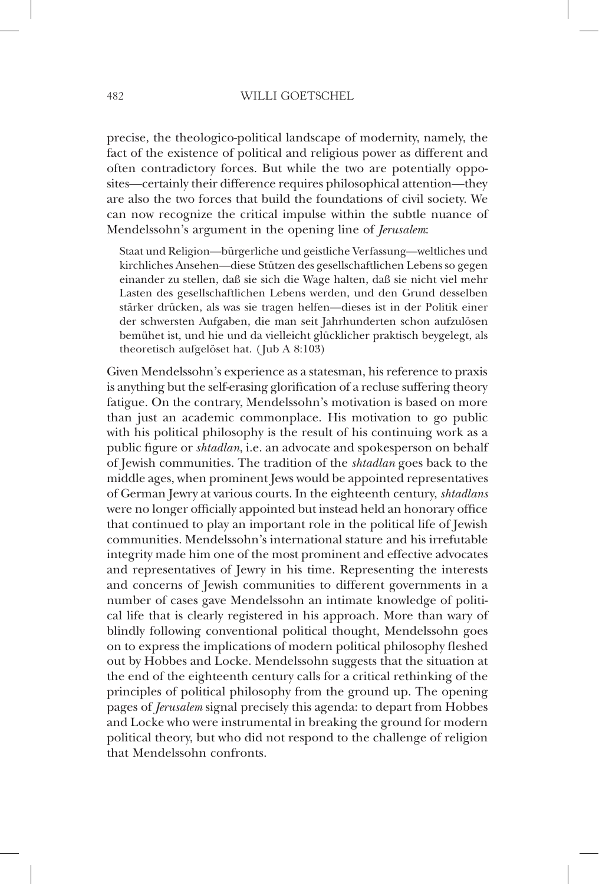precise, the theologico-political landscape of modernity, namely, the fact of the existence of political and religious power as different and often contradictory forces. But while the two are potentially opposites—certainly their difference requires philosophical attention—they are also the two forces that build the foundations of civil society. We can now recognize the critical impulse within the subtle nuance of Mendelssohn's argument in the opening line of *Jerusalem*:

> Staat und Religion—bürgerliche und geistliche Verfassung—weltliches und kirchliches Ansehen—diese Stützen des gesellschaftlichen Lebens so gegen einander zu stellen, daß sie sich die Wage halten, daß sie nicht viel mehr Lasten des gesellschaftlichen Lebens werden, und den Grund desselben stärker drücken, als was sie tragen helfen—dieses ist in der Politik einer der schwersten Aufgaben, die man seit Jahrhunderten schon aufzulösen bemühet ist, und hie und da vielleicht glücklicher praktisch beygelegt, als theoretisch aufgelöset hat. (Jub A 8:103)

Given Mendelssohn's experience as a statesman, his reference to praxis is anything but the self-erasing glorification of a recluse suffering theory fatigue. On the contrary, Mendelssohn's motivation is based on more than just an academic commonplace. His motivation to go public with his political philosophy is the result of his continuing work as a public figure or *shtadlan*, i.e. an advocate and spokesperson on behalf of Jewish communities. The tradition of the *shtadlan* goes back to the middle ages, when prominent Jews would be appointed representatives of German Jewry at various courts. In the eighteenth century, *shtadlans* were no longer officially appointed but instead held an honorary office that continued to play an important role in the political life of Jewish communities. Mendelssohn's international stature and his irrefutable integrity made him one of the most prominent and effective advocates and representatives of Jewry in his time. Representing the interests and concerns of Jewish communities to different governments in a number of cases gave Mendelssohn an intimate knowledge of political life that is clearly registered in his approach. More than wary of blindly following conventional political thought, Mendelssohn goes on to express the implications of modern political philosophy fleshed out by Hobbes and Locke. Mendelssohn suggests that the situation at the end of the eighteenth century calls for a critical rethinking of the principles of political philosophy from the ground up. The opening pages of *Jerusalem* signal precisely this agenda: to depart from Hobbes and Locke who were instrumental in breaking the ground for modern political theory, but who did not respond to the challenge of religion that Mendelssohn confronts.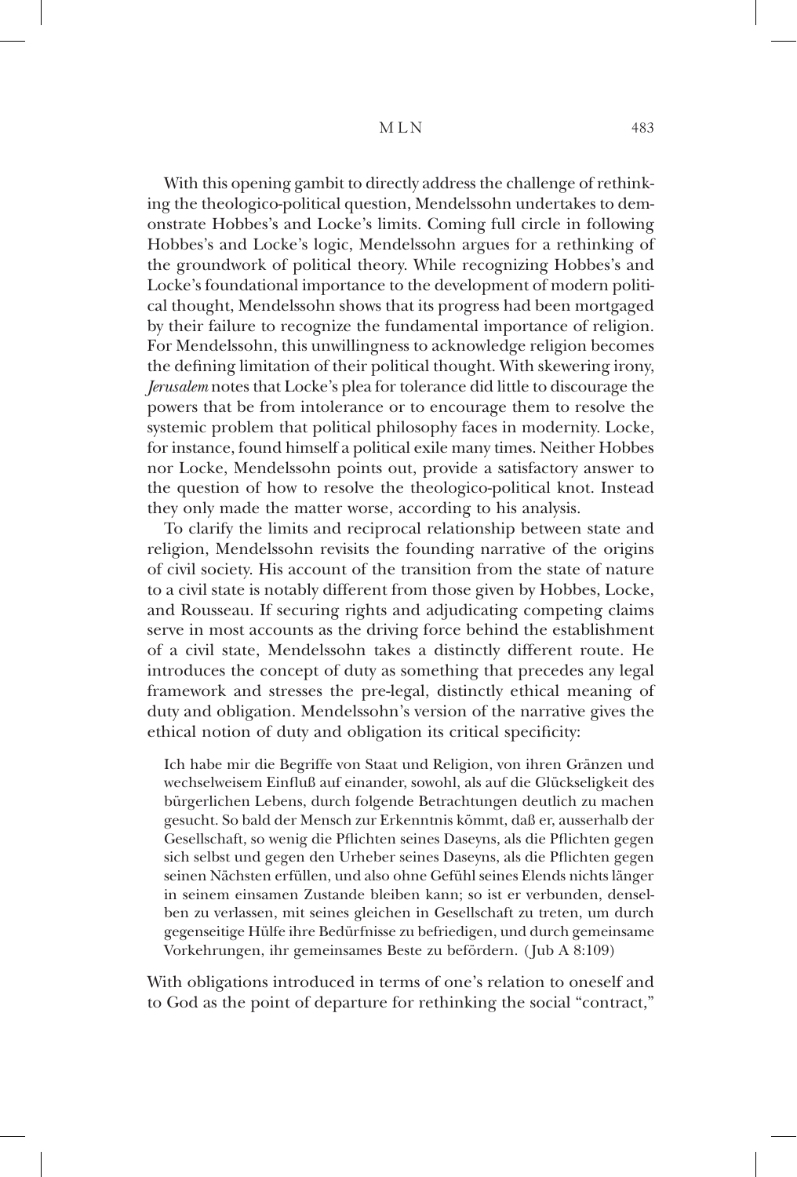With this opening gambit to directly address the challenge of rethinking the theologico-political question, Mendelssohn undertakes to demonstrate Hobbes's and Locke's limits. Coming full circle in following Hobbes's and Locke's logic, Mendelssohn argues for a rethinking of the groundwork of political theory. While recognizing Hobbes's and Locke's foundational importance to the development of modern political thought, Mendelssohn shows that its progress had been mortgaged by their failure to recognize the fundamental importance of religion. For Mendelssohn, this unwillingness to acknowledge religion becomes the defining limitation of their political thought. With skewering irony, *Jerusalem* notes that Locke's plea for tolerance did little to discourage the powers that be from intolerance or to encourage them to resolve the systemic problem that political philosophy faces in modernity. Locke, for instance, found himself a political exile many times. Neither Hobbes nor Locke, Mendelssohn points out, provide a satisfactory answer to the question of how to resolve the theologico-political knot. Instead they only made the matter worse, according to his analysis.

To clarify the limits and reciprocal relationship between state and religion, Mendelssohn revisits the founding narrative of the origins of civil society. His account of the transition from the state of nature to a civil state is notably different from those given by Hobbes, Locke, and Rousseau. If securing rights and adjudicating competing claims serve in most accounts as the driving force behind the establishment of a civil state, Mendelssohn takes a distinctly different route. He introduces the concept of duty as something that precedes any legal framework and stresses the pre-legal, distinctly ethical meaning of duty and obligation. Mendelssohn's version of the narrative gives the ethical notion of duty and obligation its critical specificity:

> Ich habe mir die Begriffe von Staat und Religion, von ihren Gränzen und wechselweisem Einfluß auf einander, sowohl, als auf die Glückseligkeit des bürgerlichen Lebens, durch folgende Betrachtungen deutlich zu machen gesucht. So bald der Mensch zur Erkenntnis kömmt, daß er, ausserhalb der Gesellschaft, so wenig die Pflichten seines Daseyns, als die Pflichten gegen sich selbst und gegen den Urheber seines Daseyns, als die Pflichten gegen seinen Nächsten erfüllen, und also ohne Gefühl seines Elends nichts länger in seinem einsamen Zustande bleiben kann; so ist er verbunden, denselben zu verlassen, mit seines gleichen in Gesellschaft zu treten, um durch gegenseitige Hülfe ihre Bedürfnisse zu befriedigen, und durch gemeinsame Vorkehrungen, ihr gemeinsames Beste zu befördern. (Jub A 8:109)

With obligations introduced in terms of one's relation to oneself and to God as the point of departure for rethinking the social "contract,"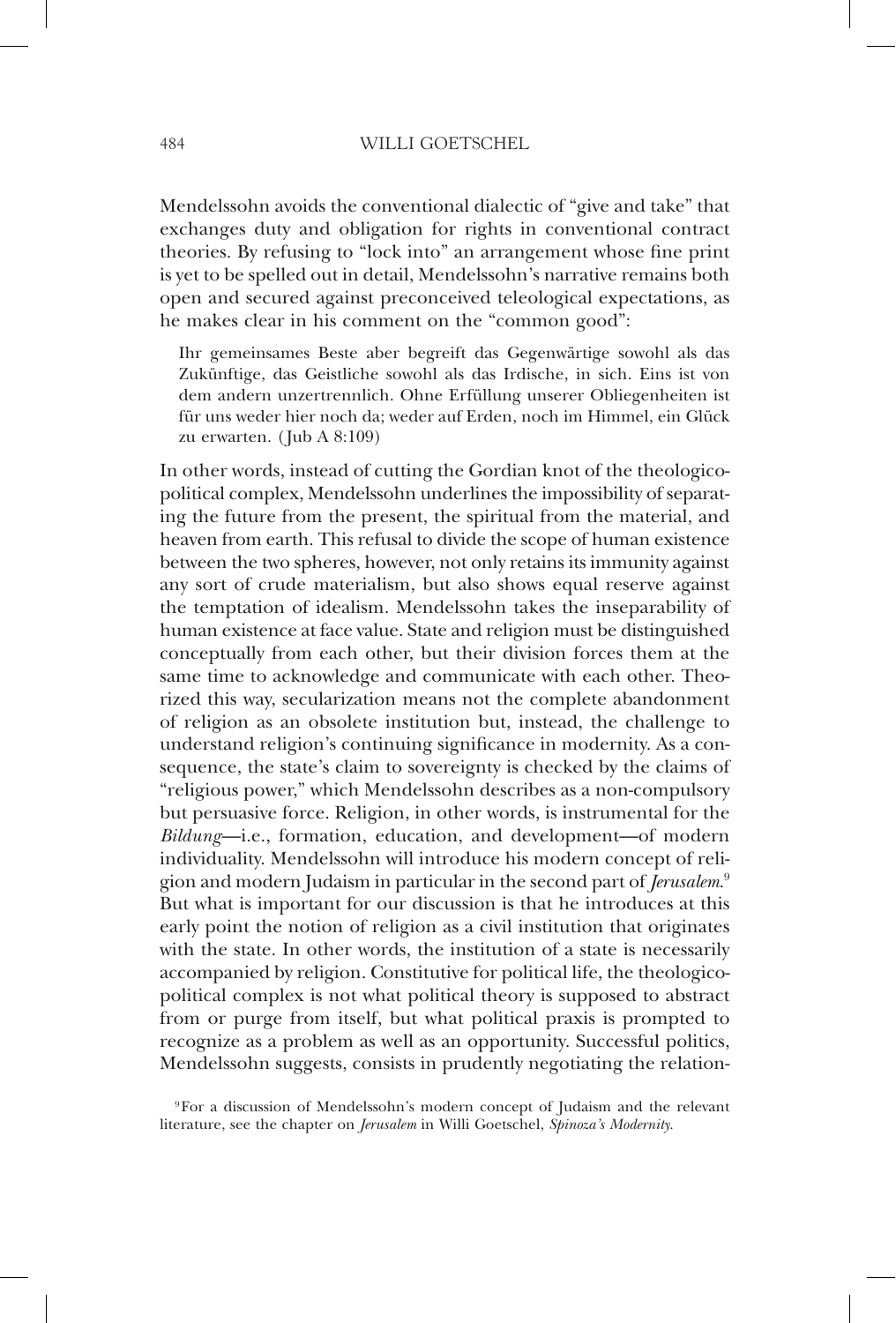Mendelssohn avoids the conventional dialectic of "give and take" that exchanges duty and obligation for rights in conventional contract theories. By refusing to "lock into" an arrangement whose fine print is yet to be spelled out in detail, Mendelssohn's narrative remains both open and secured against preconceived teleological expectations, as he makes clear in his comment on the "common good":

> Ihr gemeinsames Beste aber begreift das Gegenwärtige sowohl als das Zukünftige, das Geistliche sowohl als das Irdische, in sich. Eins ist von dem andern unzertrennlich. Ohne Erfüllung unserer Obliegenheiten ist für uns weder hier noch da; weder auf Erden, noch im Himmel, ein Glück zu erwarten. (Jub A 8:109)

In other words, instead of cutting the Gordian knot of the theologicopolitical complex, Mendelssohn underlines the impossibility of separating the future from the present, the spiritual from the material, and heaven from earth. This refusal to divide the scope of human existence between the two spheres, however, not only retains its immunity against any sort of crude materialism, but also shows equal reserve against the temptation of idealism. Mendelssohn takes the inseparability of human existence at face value. State and religion must be distinguished conceptually from each other, but their division forces them at the same time to acknowledge and communicate with each other. Theorized this way, secularization means not the complete abandonment of religion as an obsolete institution but, instead, the challenge to understand religion's continuing significance in modernity. As a consequence, the state's claim to sovereignty is checked by the claims of "religious power," which Mendelssohn describes as a non-compulsory but persuasive force. Religion, in other words, is instrumental for the *Bildung*—i.e., formation, education, and development—of modern individuality. Mendelssohn will introduce his modern concept of religion and modern Judaism in particular in the second part of *Jerusalem*.[9] But what is important for our discussion is that he introduces at this early point the notion of religion as a civil institution that originates with the state. In other words, the institution of a state is necessarily accompanied by religion. Constitutive for political life, the theologicopolitical complex is not what political theory is supposed to abstract from or purge from itself, but what political praxis is prompted to recognize as a problem as well as an opportunity. Successful politics, Mendelssohn suggests, consists in prudently negotiating the relation-

[9]For a discussion of Mendelssohn's modern concept of Judaism and the relevant literature, see the chapter on *Jerusalem* in Willi Goetschel, *Spinoza's Modernity*.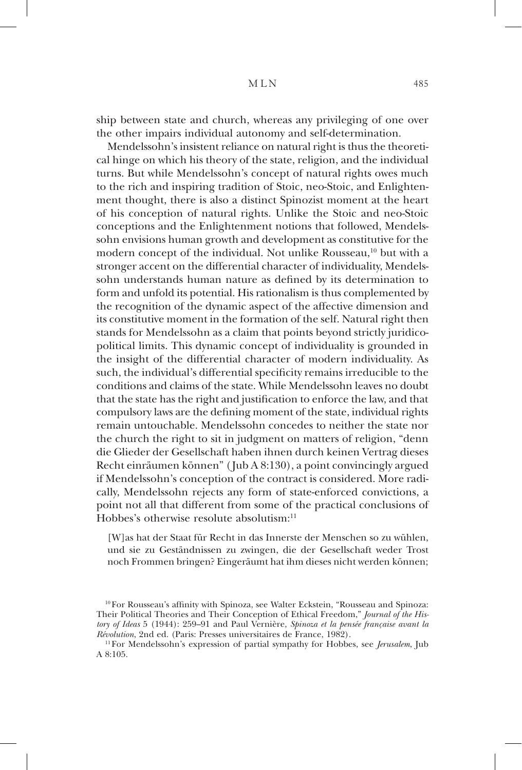ship between state and church, whereas any privileging of one over the other impairs individual autonomy and self-determination.

Mendelssohn's insistent reliance on natural right is thus the theoretical hinge on which his theory of the state, religion, and the individual turns. But while Mendelssohn's concept of natural rights owes much to the rich and inspiring tradition of Stoic, neo-Stoic, and Enlightenment thought, there is also a distinct Spinozist moment at the heart of his conception of natural rights. Unlike the Stoic and neo-Stoic conceptions and the Enlightenment notions that followed, Mendelssohn envisions human growth and development as constitutive for the modern concept of the individual. Not unlike Rousseau,[10] but with a stronger accent on the differential character of individuality, Mendelssohn understands human nature as defined by its determination to form and unfold its potential. His rationalism is thus complemented by the recognition of the dynamic aspect of the affective dimension and its constitutive moment in the formation of the self. Natural right then stands for Mendelssohn as a claim that points beyond strictly juridico-political limits. This dynamic concept of individuality is grounded in the insight of the differential character of modern individuality. As such, the individual's differential specificity remains irreducible to the conditions and claims of the state. While Mendelssohn leaves no doubt that the state has the right and justification to enforce the law, and that compulsory laws are the defining moment of the state, individual rights remain untouchable. Mendelssohn concedes to neither the state nor the church the right to sit in judgment on matters of religion, "denn die Glieder der Gesellschaft haben ihnen durch keinen Vertrag dieses Recht einräumen können" (Jub A 8:130), a point convincingly argued if Mendelssohn's conception of the contract is considered. More radically, Mendelssohn rejects any form of state-enforced convictions, a point not all that different from some of the practical conclusions of Hobbes's otherwise resolute absolutism:[11]

> [W]as hat der Staat für Recht in das Innerste der Menschen so zu wühlen, und sie zu Geständnissen zu zwingen, die der Gesellschaft weder Trost noch Frommen bringen? Eingeräumt hat ihm dieses nicht werden können;

[10] For Rousseau's affinity with Spinoza, see Walter Eckstein, "Rousseau and Spinoza: Their Political Theories and Their Conception of Ethical Freedom," *Journal of the History of Ideas* 5 (1944): 259–91 and Paul Vernière, *Spinoza et la pensée française avant la Révolution*, 2nd ed. (Paris: Presses universitaires de France, 1982).

[11] For Mendelssohn's expression of partial sympathy for Hobbes, see *Jerusalem*, Jub A 8:105.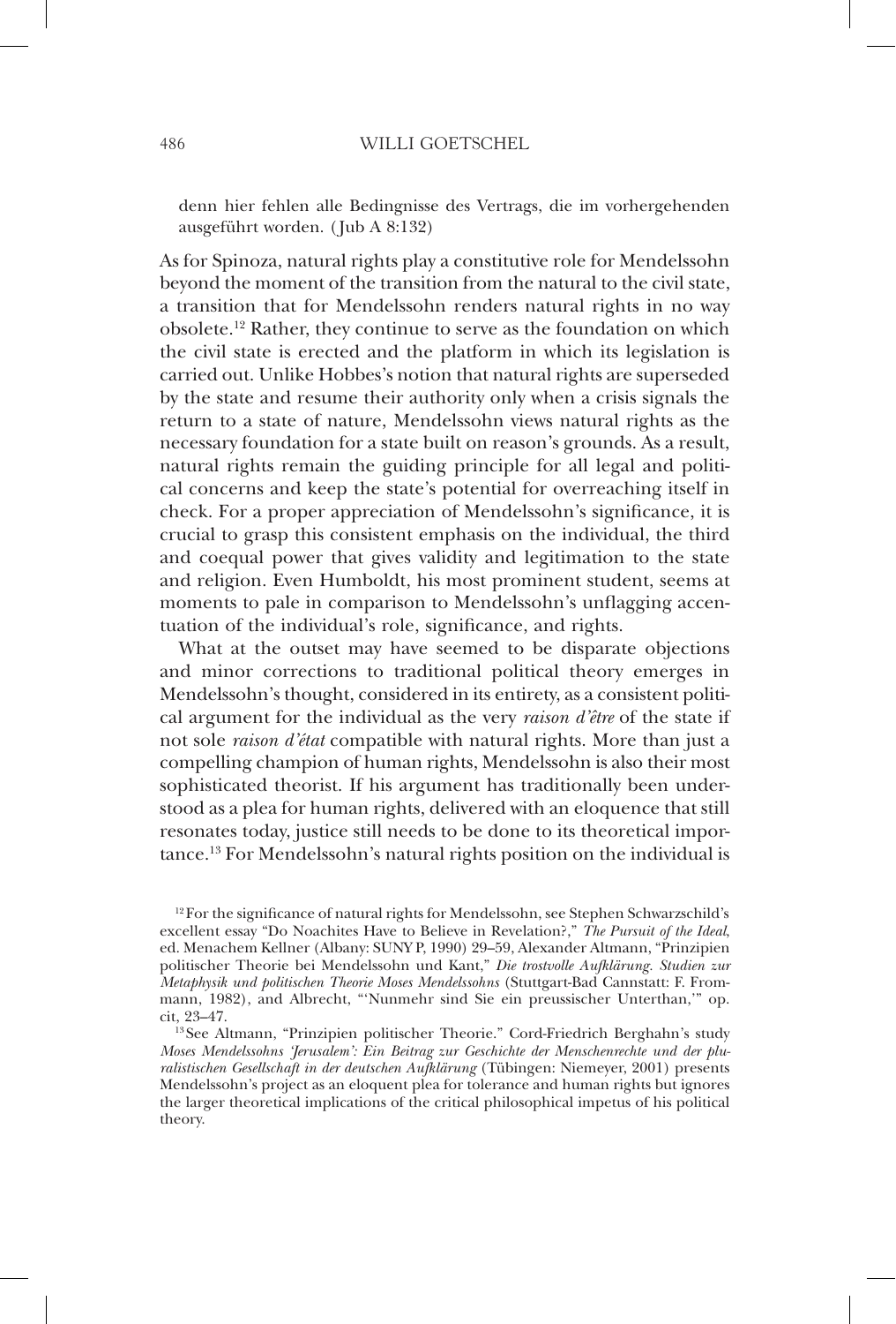denn hier fehlen alle Bedingnisse des Vertrags, die im vorhergehenden ausgeführt worden. (Jub A 8:132)

As for Spinoza, natural rights play a constitutive role for Mendelssohn beyond the moment of the transition from the natural to the civil state, a transition that for Mendelssohn renders natural rights in no way obsolete.[12] Rather, they continue to serve as the foundation on which the civil state is erected and the platform in which its legislation is carried out. Unlike Hobbes's notion that natural rights are superseded by the state and resume their authority only when a crisis signals the return to a state of nature, Mendelssohn views natural rights as the necessary foundation for a state built on reason's grounds. As a result, natural rights remain the guiding principle for all legal and political concerns and keep the state's potential for overreaching itself in check. For a proper appreciation of Mendelssohn's significance, it is crucial to grasp this consistent emphasis on the individual, the third and coequal power that gives validity and legitimation to the state and religion. Even Humboldt, his most prominent student, seems at moments to pale in comparison to Mendelssohn's unflagging accentuation of the individual's role, significance, and rights.

What at the outset may have seemed to be disparate objections and minor corrections to traditional political theory emerges in Mendelssohn's thought, considered in its entirety, as a consistent political argument for the individual as the very *raison d'être* of the state if not sole *raison d'état* compatible with natural rights. More than just a compelling champion of human rights, Mendelssohn is also their most sophisticated theorist. If his argument has traditionally been understood as a plea for human rights, delivered with an eloquence that still resonates today, justice still needs to be done to its theoretical importance.[13] For Mendelssohn's natural rights position on the individual is

[12] For the significance of natural rights for Mendelssohn, see Stephen Schwarzschild's excellent essay "Do Noachites Have to Believe in Revelation?," *The Pursuit of the Ideal*, ed. Menachem Kellner (Albany: SUNY P, 1990) 29–59, Alexander Altmann, "Prinzipien politischer Theorie bei Mendelssohn und Kant," *Die trostvolle Aufklärung. Studien zur Metaphysik und politischen Theorie Moses Mendelssohns* (Stuttgart-Bad Cannstatt: F. Frommann, 1982), and Albrecht, "'Nunmehr sind Sie ein preussischer Unterthan,'" op. cit, 23–47.

[13] See Altmann, "Prinzipien politischer Theorie." Cord-Friedrich Berghahn's study *Moses Mendelssohns 'Jerusalem': Ein Beitrag zur Geschichte der Menschenrechte und der pluralistischen Gesellschaft in der deutschen Aufklärung* (Tübingen: Niemeyer, 2001) presents Mendelssohn's project as an eloquent plea for tolerance and human rights but ignores the larger theoretical implications of the critical philosophical impetus of his political theory.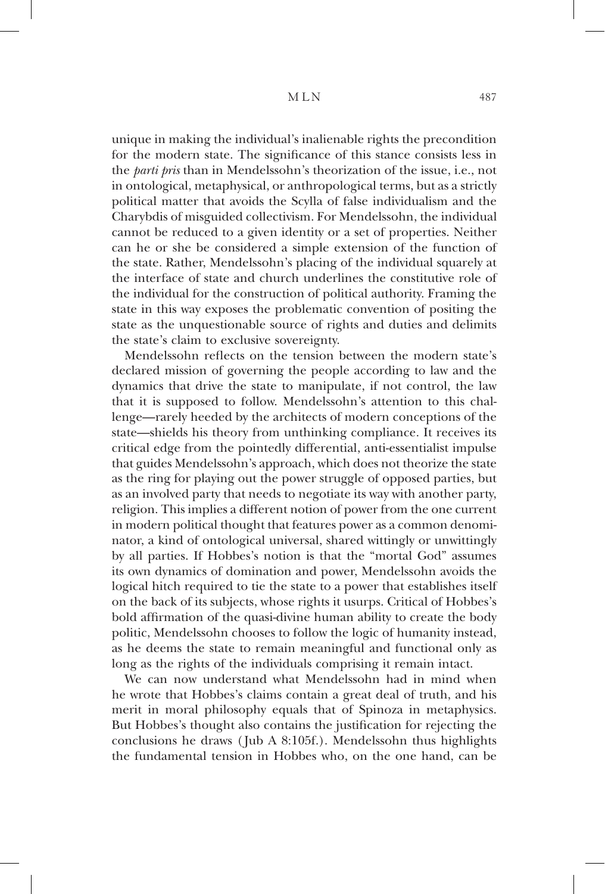unique in making the individual's inalienable rights the precondition for the modern state. The significance of this stance consists less in the *parti pris* than in Mendelssohn's theorization of the issue, i.e., not in ontological, metaphysical, or anthropological terms, but as a strictly political matter that avoids the Scylla of false individualism and the Charybdis of misguided collectivism. For Mendelssohn, the individual cannot be reduced to a given identity or a set of properties. Neither can he or she be considered a simple extension of the function of the state. Rather, Mendelssohn's placing of the individual squarely at the interface of state and church underlines the constitutive role of the individual for the construction of political authority. Framing the state in this way exposes the problematic convention of positing the state as the unquestionable source of rights and duties and delimits the state's claim to exclusive sovereignty.

Mendelssohn reflects on the tension between the modern state's declared mission of governing the people according to law and the dynamics that drive the state to manipulate, if not control, the law that it is supposed to follow. Mendelssohn's attention to this challenge—rarely heeded by the architects of modern conceptions of the state—shields his theory from unthinking compliance. It receives its critical edge from the pointedly differential, anti-essentialist impulse that guides Mendelssohn's approach, which does not theorize the state as the ring for playing out the power struggle of opposed parties, but as an involved party that needs to negotiate its way with another party, religion. This implies a different notion of power from the one current in modern political thought that features power as a common denominator, a kind of ontological universal, shared wittingly or unwittingly by all parties. If Hobbes's notion is that the "mortal God" assumes its own dynamics of domination and power, Mendelssohn avoids the logical hitch required to tie the state to a power that establishes itself on the back of its subjects, whose rights it usurps. Critical of Hobbes's bold affirmation of the quasi-divine human ability to create the body politic, Mendelssohn chooses to follow the logic of humanity instead, as he deems the state to remain meaningful and functional only as long as the rights of the individuals comprising it remain intact.

We can now understand what Mendelssohn had in mind when he wrote that Hobbes's claims contain a great deal of truth, and his merit in moral philosophy equals that of Spinoza in metaphysics. But Hobbes's thought also contains the justification for rejecting the conclusions he draws (Jub A 8:105f.). Mendelssohn thus highlights the fundamental tension in Hobbes who, on the one hand, can be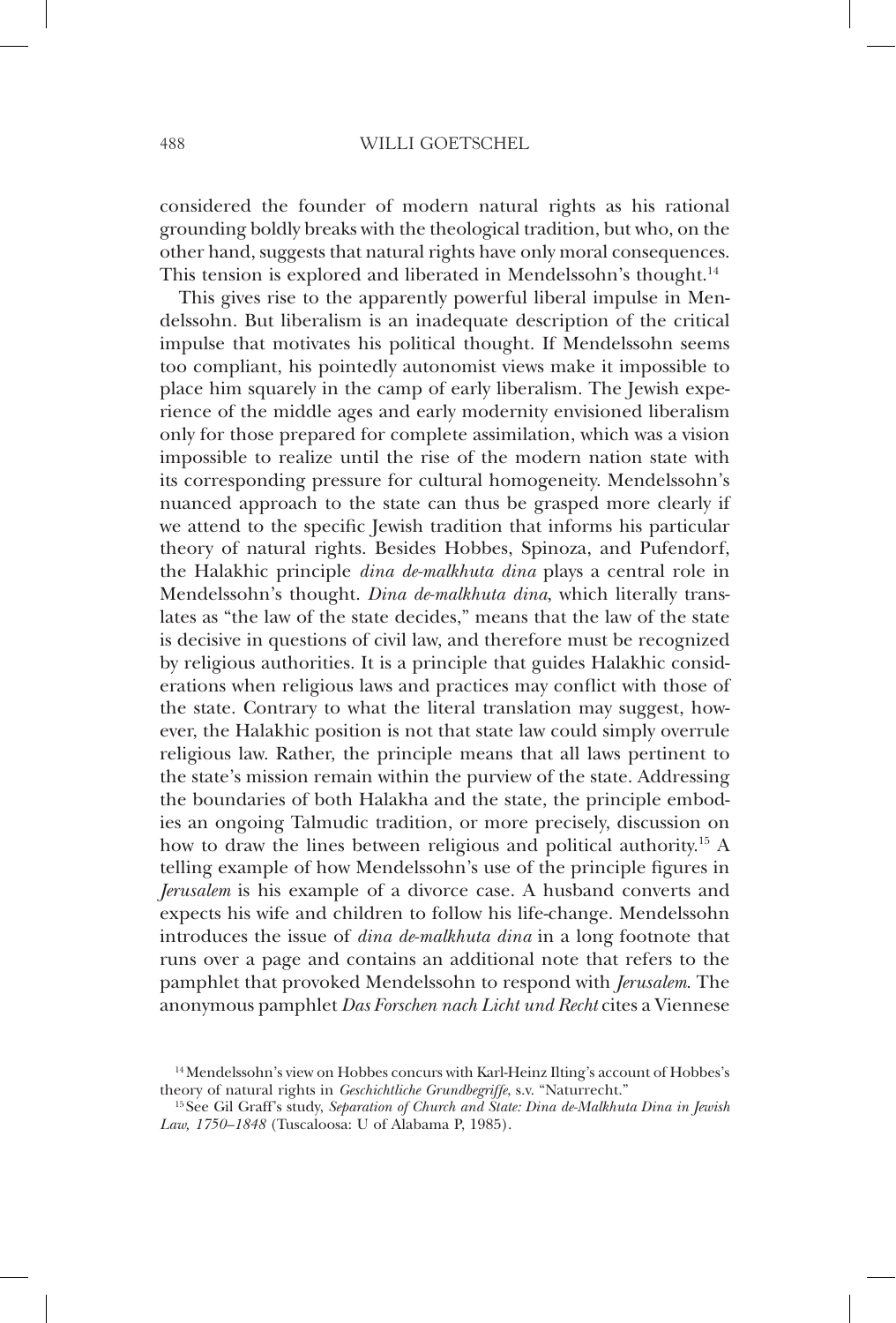considered the founder of modern natural rights as his rational grounding boldly breaks with the theological tradition, but who, on the other hand, suggests that natural rights have only moral consequences. This tension is explored and liberated in Mendelssohn's thought.[14]

This gives rise to the apparently powerful liberal impulse in Mendelssohn. But liberalism is an inadequate description of the critical impulse that motivates his political thought. If Mendelssohn seems too compliant, his pointedly autonomist views make it impossible to place him squarely in the camp of early liberalism. The Jewish experience of the middle ages and early modernity envisioned liberalism only for those prepared for complete assimilation, which was a vision impossible to realize until the rise of the modern nation state with its corresponding pressure for cultural homogeneity. Mendelssohn's nuanced approach to the state can thus be grasped more clearly if we attend to the specific Jewish tradition that informs his particular theory of natural rights. Besides Hobbes, Spinoza, and Pufendorf, the Halakhic principle *dina de-malkhuta dina* plays a central role in Mendelssohn's thought. *Dina de-malkhuta dina*, which literally translates as "the law of the state decides," means that the law of the state is decisive in questions of civil law, and therefore must be recognized by religious authorities. It is a principle that guides Halakhic considerations when religious laws and practices may conflict with those of the state. Contrary to what the literal translation may suggest, however, the Halakhic position is not that state law could simply overrule religious law. Rather, the principle means that all laws pertinent to the state's mission remain within the purview of the state. Addressing the boundaries of both Halakha and the state, the principle embodies an ongoing Talmudic tradition, or more precisely, discussion on how to draw the lines between religious and political authority.[15] A telling example of how Mendelssohn's use of the principle figures in *Jerusalem* is his example of a divorce case. A husband converts and expects his wife and children to follow his life-change. Mendelssohn introduces the issue of *dina de-malkhuta dina* in a long footnote that runs over a page and contains an additional note that refers to the pamphlet that provoked Mendelssohn to respond with *Jerusalem*. The anonymous pamphlet *Das Forschen nach Licht und Recht* cites a Viennese

[14] Mendelssohn's view on Hobbes concurs with Karl-Heinz Ilting's account of Hobbes's theory of natural rights in *Geschichtliche Grundbegriffe*, s.v. "Naturrecht."

[15] See Gil Graff's study, *Separation of Church and State: Dina de-Malkhuta Dina in Jewish Law, 1750–1848* (Tuscaloosa: U of Alabama P, 1985).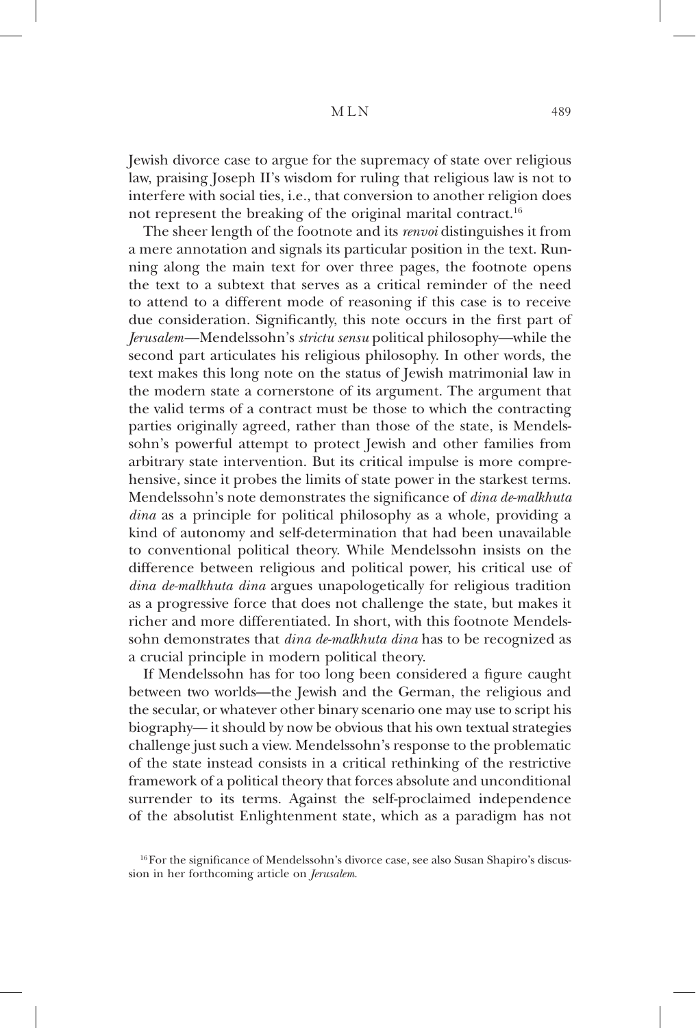Jewish divorce case to argue for the supremacy of state over religious law, praising Joseph II's wisdom for ruling that religious law is not to interfere with social ties, i.e., that conversion to another religion does not represent the breaking of the original marital contract.[16]

The sheer length of the footnote and its *renvoi* distinguishes it from a mere annotation and signals its particular position in the text. Running along the main text for over three pages, the footnote opens the text to a subtext that serves as a critical reminder of the need to attend to a different mode of reasoning if this case is to receive due consideration. Significantly, this note occurs in the first part of *Jerusalem*—Mendelssohn's *strictu sensu* political philosophy—while the second part articulates his religious philosophy. In other words, the text makes this long note on the status of Jewish matrimonial law in the modern state a cornerstone of its argument. The argument that the valid terms of a contract must be those to which the contracting parties originally agreed, rather than those of the state, is Mendelssohn's powerful attempt to protect Jewish and other families from arbitrary state intervention. But its critical impulse is more comprehensive, since it probes the limits of state power in the starkest terms. Mendelssohn's note demonstrates the significance of *dina de-malkhuta dina* as a principle for political philosophy as a whole, providing a kind of autonomy and self-determination that had been unavailable to conventional political theory. While Mendelssohn insists on the difference between religious and political power, his critical use of *dina de-malkhuta dina* argues unapologetically for religious tradition as a progressive force that does not challenge the state, but makes it richer and more differentiated. In short, with this footnote Mendelssohn demonstrates that *dina de-malkhuta dina* has to be recognized as a crucial principle in modern political theory.

If Mendelssohn has for too long been considered a figure caught between two worlds—the Jewish and the German, the religious and the secular, or whatever other binary scenario one may use to script his biography— it should by now be obvious that his own textual strategies challenge just such a view. Mendelssohn's response to the problematic of the state instead consists in a critical rethinking of the restrictive framework of a political theory that forces absolute and unconditional surrender to its terms. Against the self-proclaimed independence of the absolutist Enlightenment state, which as a paradigm has not

[16] For the significance of Mendelssohn's divorce case, see also Susan Shapiro's discussion in her forthcoming article on *Jerusalem*.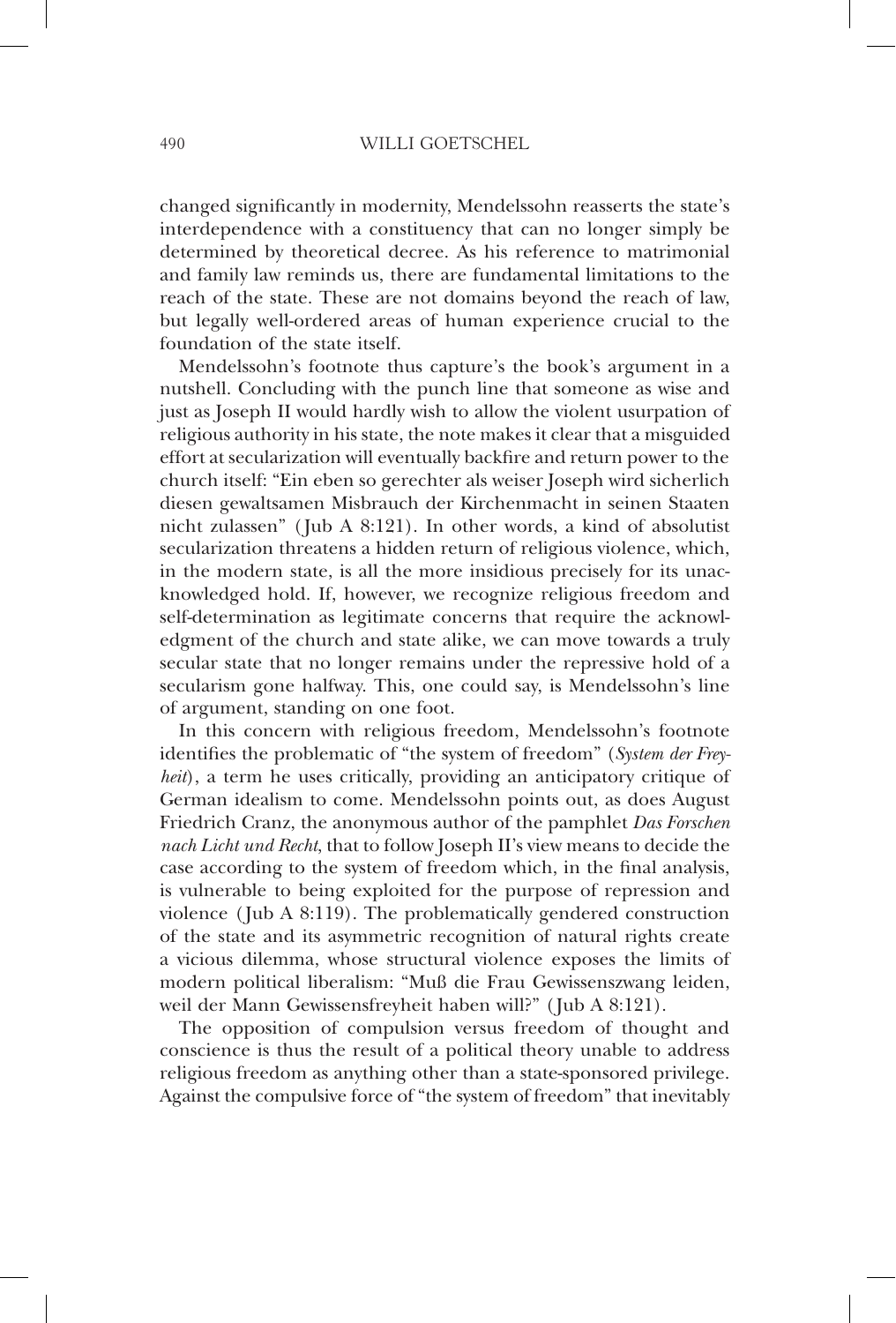changed significantly in modernity, Mendelssohn reasserts the state's interdependence with a constituency that can no longer simply be determined by theoretical decree. As his reference to matrimonial and family law reminds us, there are fundamental limitations to the reach of the state. These are not domains beyond the reach of law, but legally well-ordered areas of human experience crucial to the foundation of the state itself.

Mendelssohn's footnote thus capture's the book's argument in a nutshell. Concluding with the punch line that someone as wise and just as Joseph II would hardly wish to allow the violent usurpation of religious authority in his state, the note makes it clear that a misguided effort at secularization will eventually backfire and return power to the church itself: "Ein eben so gerechter als weiser Joseph wird sicherlich diesen gewaltsamen Misbrauch der Kirchenmacht in seinen Staaten nicht zulassen" (Jub A 8:121). In other words, a kind of absolutist secularization threatens a hidden return of religious violence, which, in the modern state, is all the more insidious precisely for its unacknowledged hold. If, however, we recognize religious freedom and self-determination as legitimate concerns that require the acknowledgment of the church and state alike, we can move towards a truly secular state that no longer remains under the repressive hold of a secularism gone halfway. This, one could say, is Mendelssohn's line of argument, standing on one foot.

In this concern with religious freedom, Mendelssohn's footnote identifies the problematic of "the system of freedom" (*System der Freyheit*), a term he uses critically, providing an anticipatory critique of German idealism to come. Mendelssohn points out, as does August Friedrich Cranz, the anonymous author of the pamphlet *Das Forschen nach Licht und Recht*, that to follow Joseph II's view means to decide the case according to the system of freedom which, in the final analysis, is vulnerable to being exploited for the purpose of repression and violence (Jub A 8:119). The problematically gendered construction of the state and its asymmetric recognition of natural rights create a vicious dilemma, whose structural violence exposes the limits of modern political liberalism: "Muß die Frau Gewissenszwang leiden, weil der Mann Gewissensfreyheit haben will?" (Jub A 8:121).

The opposition of compulsion versus freedom of thought and conscience is thus the result of a political theory unable to address religious freedom as anything other than a state-sponsored privilege. Against the compulsive force of "the system of freedom" that inevitably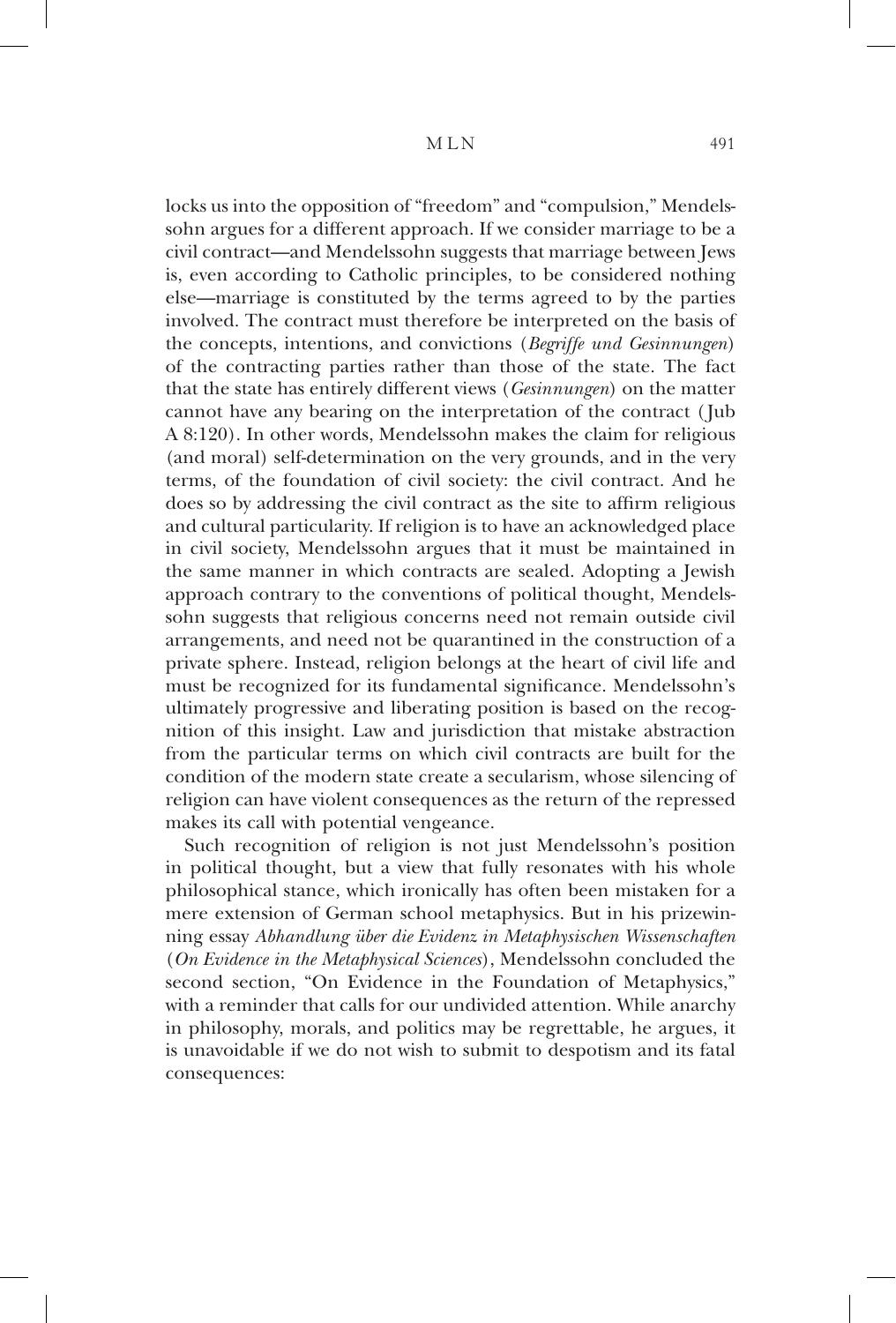locks us into the opposition of "freedom" and "compulsion," Mendelssohn argues for a different approach. If we consider marriage to be a civil contract—and Mendelssohn suggests that marriage between Jews is, even according to Catholic principles, to be considered nothing else—marriage is constituted by the terms agreed to by the parties involved. The contract must therefore be interpreted on the basis of the concepts, intentions, and convictions (*Begriffe und Gesinnungen*) of the contracting parties rather than those of the state. The fact that the state has entirely different views (*Gesinnungen*) on the matter cannot have any bearing on the interpretation of the contract (Jub A 8:120). In other words, Mendelssohn makes the claim for religious (and moral) self-determination on the very grounds, and in the very terms, of the foundation of civil society: the civil contract. And he does so by addressing the civil contract as the site to affirm religious and cultural particularity. If religion is to have an acknowledged place in civil society, Mendelssohn argues that it must be maintained in the same manner in which contracts are sealed. Adopting a Jewish approach contrary to the conventions of political thought, Mendelssohn suggests that religious concerns need not remain outside civil arrangements, and need not be quarantined in the construction of a private sphere. Instead, religion belongs at the heart of civil life and must be recognized for its fundamental significance. Mendelssohn's ultimately progressive and liberating position is based on the recognition of this insight. Law and jurisdiction that mistake abstraction from the particular terms on which civil contracts are built for the condition of the modern state create a secularism, whose silencing of religion can have violent consequences as the return of the repressed makes its call with potential vengeance.

Such recognition of religion is not just Mendelssohn's position in political thought, but a view that fully resonates with his whole philosophical stance, which ironically has often been mistaken for a mere extension of German school metaphysics. But in his prizewinning essay *Abhandlung über die Evidenz in Metaphysischen Wissenschaften* (*On Evidence in the Metaphysical Sciences*), Mendelssohn concluded the second section, "On Evidence in the Foundation of Metaphysics," with a reminder that calls for our undivided attention. While anarchy in philosophy, morals, and politics may be regrettable, he argues, it is unavoidable if we do not wish to submit to despotism and its fatal consequences: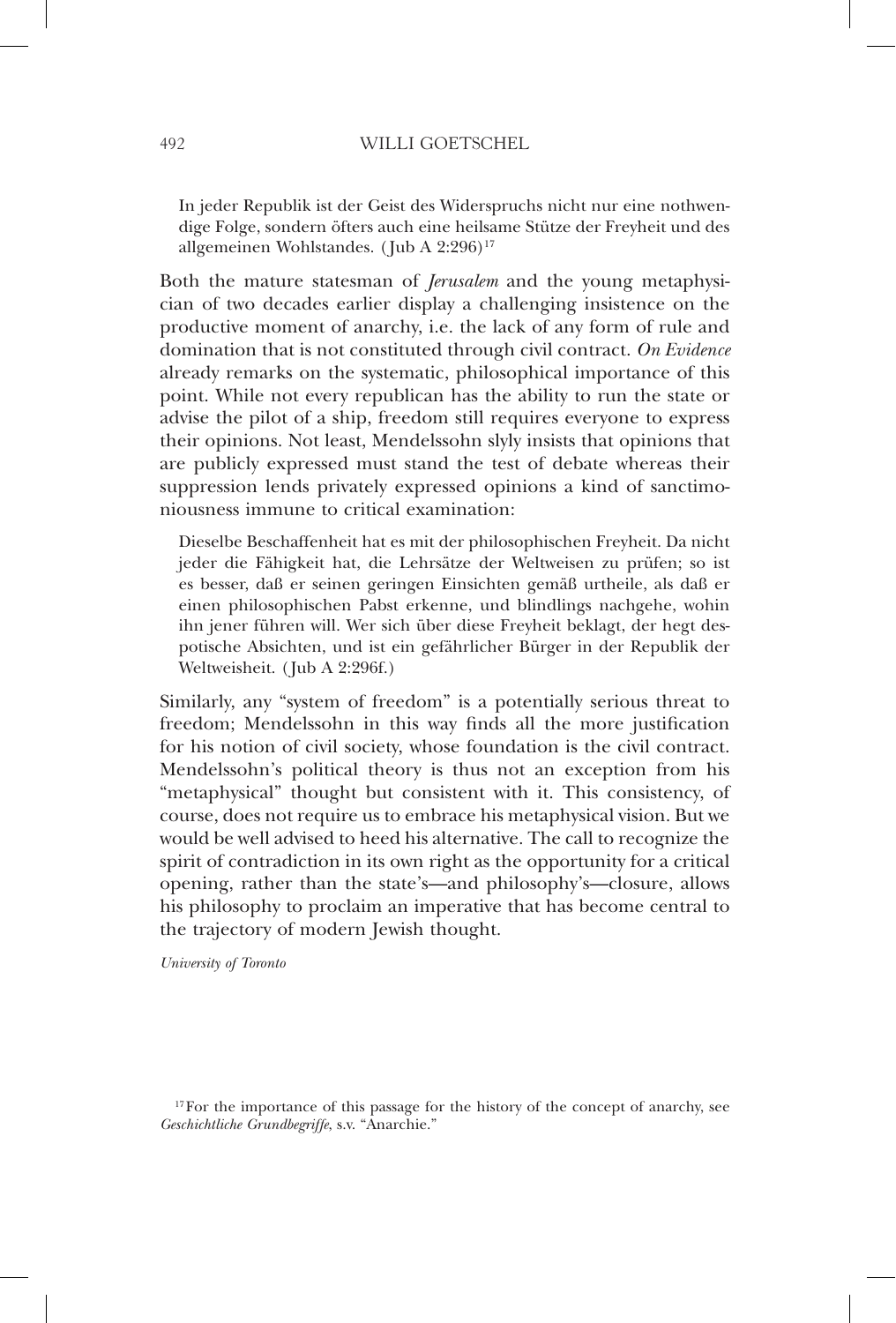> In jeder Republik ist der Geist des Widerspruchs nicht nur eine nothwendige Folge, sondern öfters auch eine heilsame Stütze der Freyheit und des allgemeinen Wohlstandes. (Jub A 2:296)[17]

Both the mature statesman of *Jerusalem* and the young metaphysician of two decades earlier display a challenging insistence on the productive moment of anarchy, i.e. the lack of any form of rule and domination that is not constituted through civil contract. *On Evidence* already remarks on the systematic, philosophical importance of this point. While not every republican has the ability to run the state or advise the pilot of a ship, freedom still requires everyone to express their opinions. Not least, Mendelssohn slyly insists that opinions that are publicly expressed must stand the test of debate whereas their suppression lends privately expressed opinions a kind of sanctimoniousness immune to critical examination:

> Dieselbe Beschaffenheit hat es mit der philosophischen Freyheit. Da nicht jeder die Fähigkeit hat, die Lehrsätze der Weltweisen zu prüfen; so ist es besser, daß er seinen geringen Einsichten gemäß urtheile, als daß er einen philosophischen Pabst erkenne, und blindlings nachgehe, wohin ihn jener führen will. Wer sich über diese Freyheit beklagt, der hegt despotische Absichten, und ist ein gefährlicher Bürger in der Republik der Weltweisheit. (Jub A 2:296f.)

Similarly, any "system of freedom" is a potentially serious threat to freedom; Mendelssohn in this way finds all the more justification for his notion of civil society, whose foundation is the civil contract. Mendelssohn's political theory is thus not an exception from his "metaphysical" thought but consistent with it. This consistency, of course, does not require us to embrace his metaphysical vision. But we would be well advised to heed his alternative. The call to recognize the spirit of contradiction in its own right as the opportunity for a critical opening, rather than the state's—and philosophy's—closure, allows his philosophy to proclaim an imperative that has become central to the trajectory of modern Jewish thought.

*University of Toronto*

[17] For the importance of this passage for the history of the concept of anarchy, see *Geschichtliche Grundbegriffe*, s.v. "Anarchie."